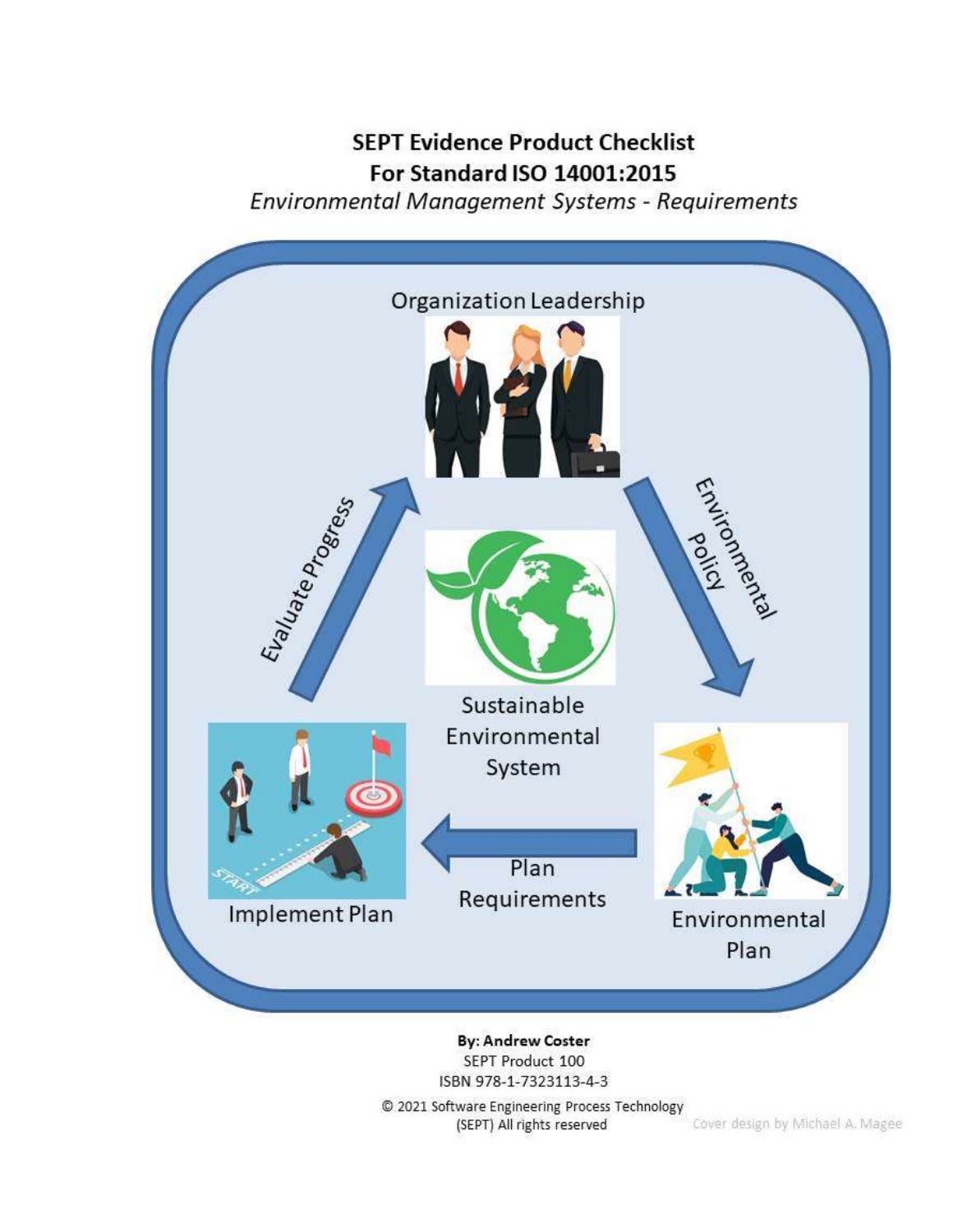# SEPT Evidence Product Checklist
# For Standard ISO 14001:2015

*Environmental Management Systems - Requirements*

Organization Leadership

Environmental Policy

Environmental Plan

Plan Requirements

Implement Plan

Evaluate Progress

Sustainable Environmental System

**By: Andrew Coster**

SEPT Product 100

ISBN 978-1-7323113-4-3

© 2021 Software Engineering Process Technology (SEPT) All rights reserved

Cover design by Michael A. Magee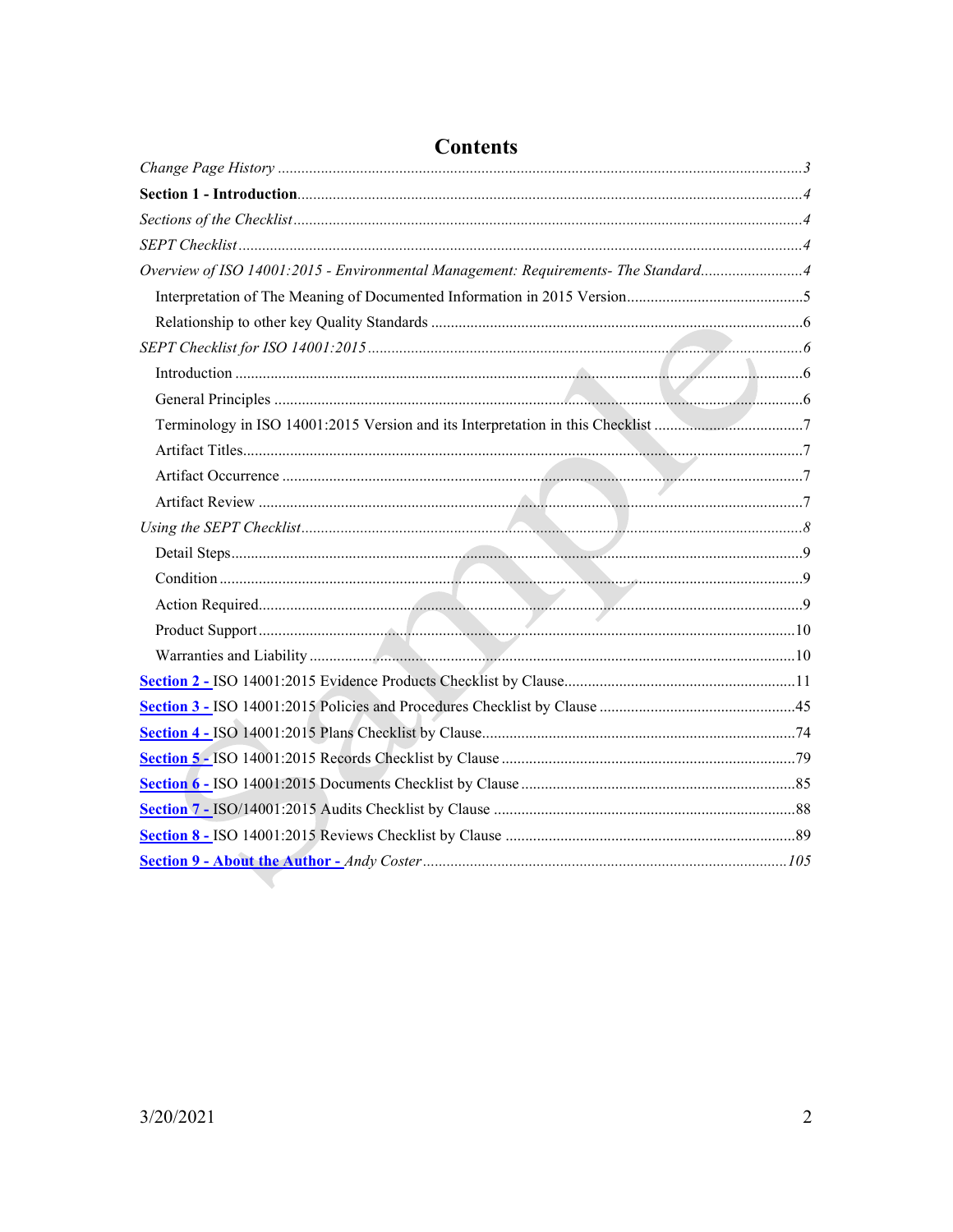# Contents

*Change Page History* ........................................................................................................................ *3*

**Section 1 - Introduction** ................................................................................................................ 4

*Sections of the Checklist* ................................................................................................................ *4*

*SEPT Checklist* .............................................................................................................................. *4*

*Overview of ISO 14001:2015 - Environmental Management: Requirements- The Standard* .......................... *4*

- Interpretation of The Meaning of Documented Information in 2015 Version ............................................. 5
- Relationship to other key Quality Standards ............................................................................................ 6

*SEPT Checklist for ISO 14001:2015* .................................................................................................. *6*

- Introduction ................................................................................................................................ 6
- General Principles ....................................................................................................................... 6
- Terminology in ISO 14001:2015 Version and its Interpretation in this Checklist ...................................... 7
- Artifact Titles .............................................................................................................................. 7
- Artifact Occurrence ..................................................................................................................... 7
- Artifact Review ........................................................................................................................... 7

*Using the SEPT Checklist* ................................................................................................................ *8*

- Detail Steps ................................................................................................................................. 9
- Condition .................................................................................................................................... 9
- Action Required ........................................................................................................................... 9
- Product Support ......................................................................................................................... 10
- Warranties and Liability ............................................................................................................. 10

**Section 2 -** ISO 14001:2015 Evidence Products Checklist by Clause ........................................................... 11

**Section 3 -** ISO 14001:2015 Policies and Procedures Checklist by Clause .................................................. 45

**Section 4 -** ISO 14001:2015 Plans Checklist by Clause ............................................................................. 74

**Section 5 -** ISO 14001:2015 Records Checklist by Clause .......................................................................... 79

**Section 6 -** ISO 14001:2015 Documents Checklist by Clause ...................................................................... 85

**Section 7 -** ISO/14001:2015 Audits Checklist by Clause ............................................................................ 88

**Section 8 -** ISO 14001:2015 Reviews Checklist by Clause .......................................................................... 89

**Section 9 - About the Author -** *Andy Coster* ........................................................................................... *105*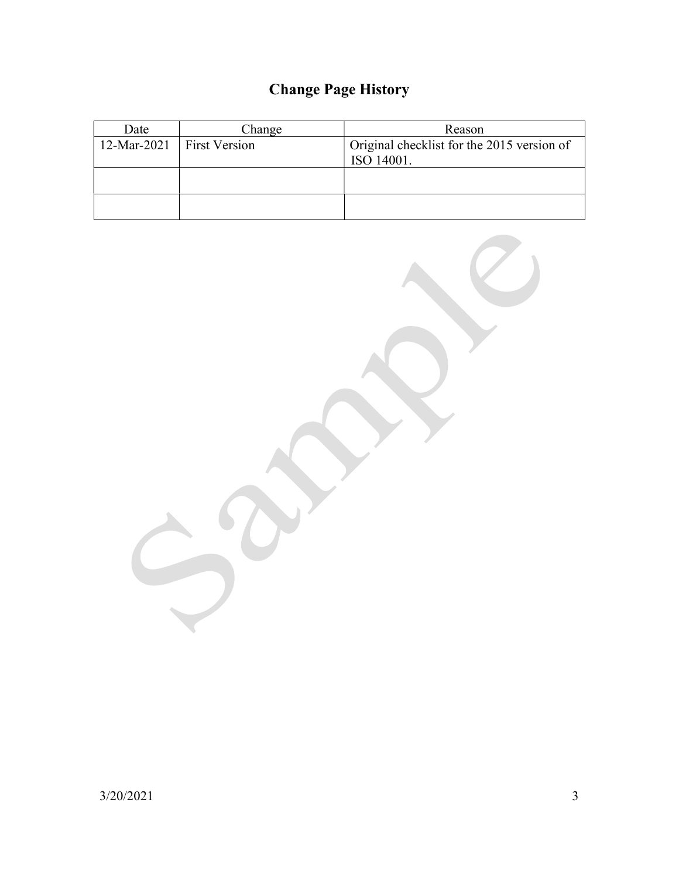# Change Page History

| Date | Change | Reason |
| --- | --- | --- |
| 12-Mar-2021 | First Version | Original checklist for the 2015 version of ISO 14001. |
| | | |
| | | |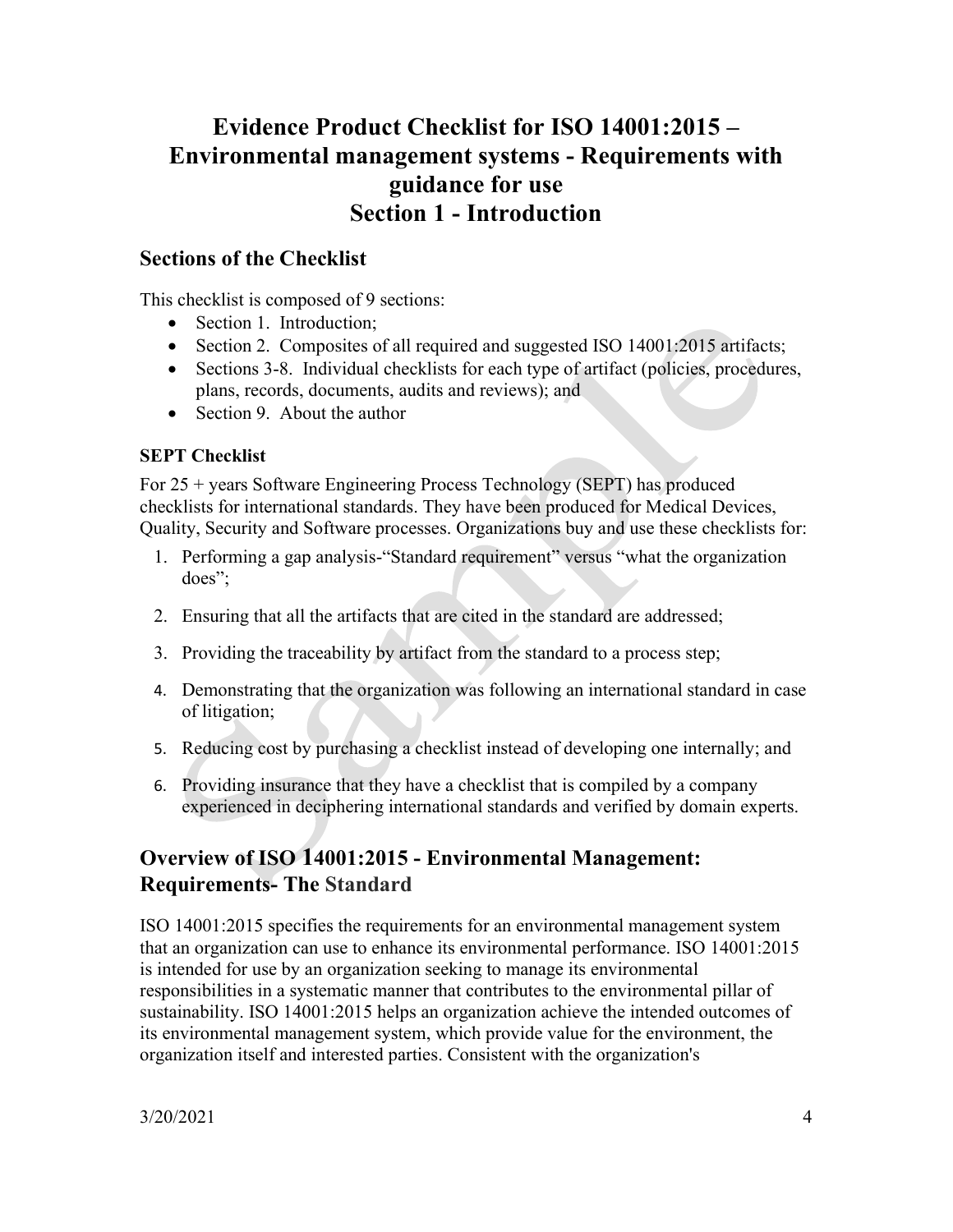# Evidence Product Checklist for ISO 14001:2015 – Environmental management systems - Requirements with guidance for use

# Section 1 - Introduction

## Sections of the Checklist

This checklist is composed of 9 sections:

- Section 1. Introduction;
- Section 2. Composites of all required and suggested ISO 14001:2015 artifacts;
- Sections 3-8. Individual checklists for each type of artifact (policies, procedures, plans, records, documents, audits and reviews); and
- Section 9. About the author

### SEPT Checklist

For 25 + years Software Engineering Process Technology (SEPT) has produced checklists for international standards. They have been produced for Medical Devices, Quality, Security and Software processes. Organizations buy and use these checklists for:

1. Performing a gap analysis-"Standard requirement" versus "what the organization does";
2. Ensuring that all the artifacts that are cited in the standard are addressed;
3. Providing the traceability by artifact from the standard to a process step;
4. Demonstrating that the organization was following an international standard in case of litigation;
5. Reducing cost by purchasing a checklist instead of developing one internally; and
6. Providing insurance that they have a checklist that is compiled by a company experienced in deciphering international standards and verified by domain experts.

## Overview of ISO 14001:2015 - Environmental Management: Requirements- The Standard

ISO 14001:2015 specifies the requirements for an environmental management system that an organization can use to enhance its environmental performance. ISO 14001:2015 is intended for use by an organization seeking to manage its environmental responsibilities in a systematic manner that contributes to the environmental pillar of sustainability. ISO 14001:2015 helps an organization achieve the intended outcomes of its environmental management system, which provide value for the environment, the organization itself and interested parties. Consistent with the organization's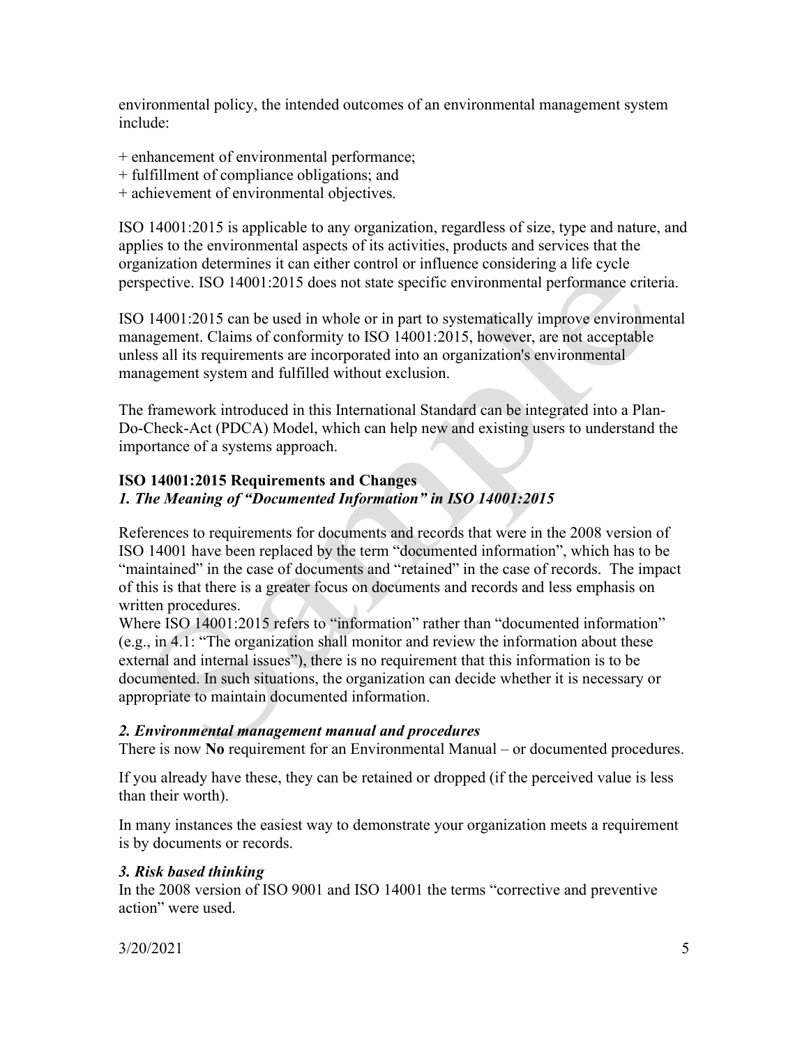environmental policy, the intended outcomes of an environmental management system include:

+ enhancement of environmental performance;
+ fulfillment of compliance obligations; and
+ achievement of environmental objectives.

ISO 14001:2015 is applicable to any organization, regardless of size, type and nature, and applies to the environmental aspects of its activities, products and services that the organization determines it can either control or influence considering a life cycle perspective. ISO 14001:2015 does not state specific environmental performance criteria.

ISO 14001:2015 can be used in whole or in part to systematically improve environmental management. Claims of conformity to ISO 14001:2015, however, are not acceptable unless all its requirements are incorporated into an organization's environmental management system and fulfilled without exclusion.

The framework introduced in this International Standard can be integrated into a Plan-Do-Check-Act (PDCA) Model, which can help new and existing users to understand the importance of a systems approach.

**ISO 14001:2015 Requirements and Changes**

***1. The Meaning of "Documented Information" in ISO 14001:2015***

References to requirements for documents and records that were in the 2008 version of ISO 14001 have been replaced by the term "documented information", which has to be "maintained" in the case of documents and "retained" in the case of records. The impact of this is that there is a greater focus on documents and records and less emphasis on written procedures.

Where ISO 14001:2015 refers to "information" rather than "documented information" (e.g., in 4.1: "The organization shall monitor and review the information about these external and internal issues"), there is no requirement that this information is to be documented. In such situations, the organization can decide whether it is necessary or appropriate to maintain documented information.

***2. Environmental management manual and procedures***

There is now **No** requirement for an Environmental Manual – or documented procedures.

If you already have these, they can be retained or dropped (if the perceived value is less than their worth).

In many instances the easiest way to demonstrate your organization meets a requirement is by documents or records.

***3. Risk based thinking***

In the 2008 version of ISO 9001 and ISO 14001 the terms "corrective and preventive action" were used.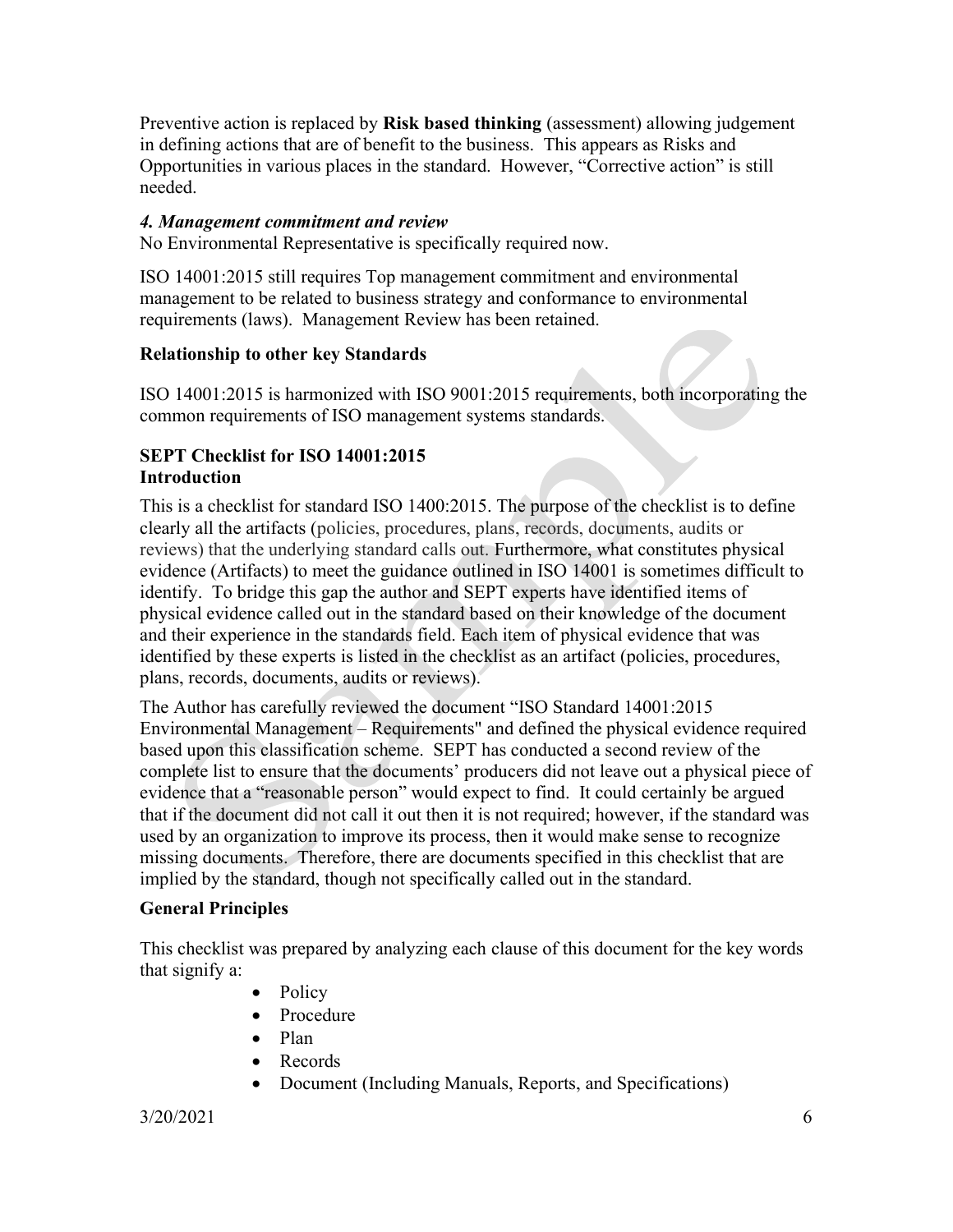Preventive action is replaced by **Risk based thinking** (assessment) allowing judgement in defining actions that are of benefit to the business. This appears as Risks and Opportunities in various places in the standard. However, "Corrective action" is still needed.

***4. Management commitment and review***

No Environmental Representative is specifically required now.

ISO 14001:2015 still requires Top management commitment and environmental management to be related to business strategy and conformance to environmental requirements (laws). Management Review has been retained.

**Relationship to other key Standards**

ISO 14001:2015 is harmonized with ISO 9001:2015 requirements, both incorporating the common requirements of ISO management systems standards.

**SEPT Checklist for ISO 14001:2015**
**Introduction**

This is a checklist for standard ISO 1400:2015. The purpose of the checklist is to define clearly all the artifacts (policies, procedures, plans, records, documents, audits or reviews) that the underlying standard calls out. Furthermore, what constitutes physical evidence (Artifacts) to meet the guidance outlined in ISO 14001 is sometimes difficult to identify. To bridge this gap the author and SEPT experts have identified items of physical evidence called out in the standard based on their knowledge of the document and their experience in the standards field. Each item of physical evidence that was identified by these experts is listed in the checklist as an artifact (policies, procedures, plans, records, documents, audits or reviews).

The Author has carefully reviewed the document "ISO Standard 14001:2015 Environmental Management – Requirements" and defined the physical evidence required based upon this classification scheme. SEPT has conducted a second review of the complete list to ensure that the documents' producers did not leave out a physical piece of evidence that a "reasonable person" would expect to find. It could certainly be argued that if the document did not call it out then it is not required; however, if the standard was used by an organization to improve its process, then it would make sense to recognize missing documents. Therefore, there are documents specified in this checklist that are implied by the standard, though not specifically called out in the standard.

**General Principles**

This checklist was prepared by analyzing each clause of this document for the key words that signify a:

- Policy
- Procedure
- Plan
- Records
- Document (Including Manuals, Reports, and Specifications)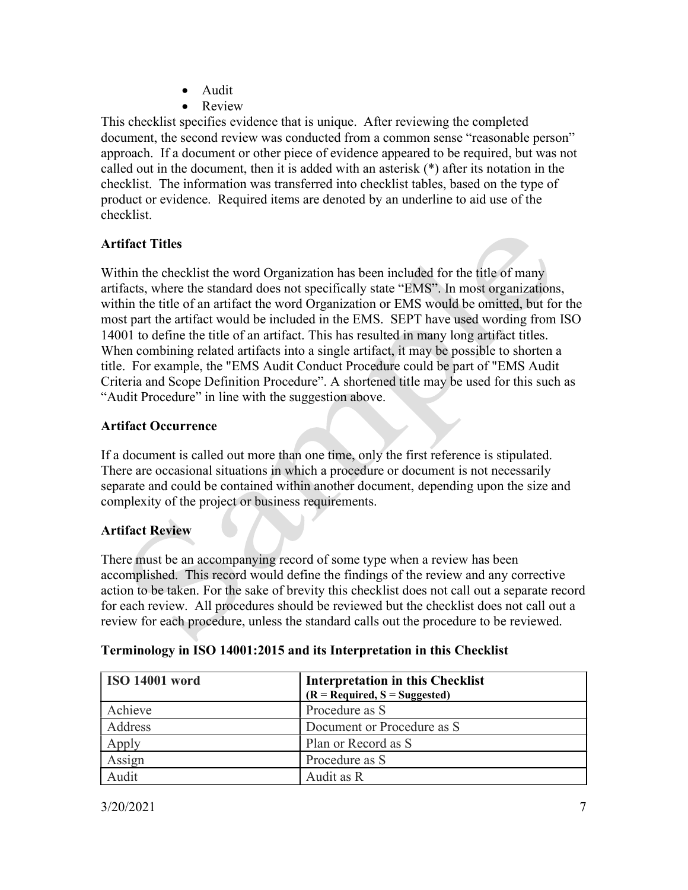- Audit
- Review

This checklist specifies evidence that is unique. After reviewing the completed document, the second review was conducted from a common sense "reasonable person" approach. If a document or other piece of evidence appeared to be required, but was not called out in the document, then it is added with an asterisk (*) after its notation in the checklist. The information was transferred into checklist tables, based on the type of product or evidence. Required items are denoted by an underline to aid use of the checklist.

**Artifact Titles**

Within the checklist the word Organization has been included for the title of many artifacts, where the standard does not specifically state "EMS". In most organizations, within the title of an artifact the word Organization or EMS would be omitted, but for the most part the artifact would be included in the EMS. SEPT have used wording from ISO 14001 to define the title of an artifact. This has resulted in many long artifact titles. When combining related artifacts into a single artifact, it may be possible to shorten a title. For example, the "EMS Audit Conduct Procedure could be part of "EMS Audit Criteria and Scope Definition Procedure". A shortened title may be used for this such as "Audit Procedure" in line with the suggestion above.

**Artifact Occurrence**

If a document is called out more than one time, only the first reference is stipulated. There are occasional situations in which a procedure or document is not necessarily separate and could be contained within another document, depending upon the size and complexity of the project or business requirements.

**Artifact Review**

There must be an accompanying record of some type when a review has been accomplished. This record would define the findings of the review and any corrective action to be taken. For the sake of brevity this checklist does not call out a separate record for each review. All procedures should be reviewed but the checklist does not call out a review for each procedure, unless the standard calls out the procedure to be reviewed.

**Terminology in ISO 14001:2015 and its Interpretation in this Checklist**

| ISO 14001 word | Interpretation in this Checklist (R = Required, S = Suggested) |
|---|---|
| Achieve | Procedure as S |
| Address | Document or Procedure as S |
| Apply | Plan or Record as S |
| Assign | Procedure as S |
| Audit | Audit as R |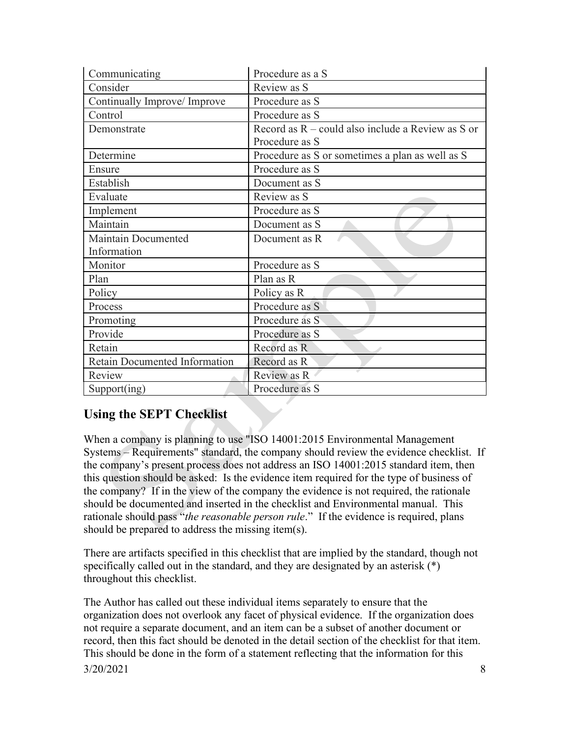| Communicating | Procedure as a S |
|---|---|
| Consider | Review as S |
| Continually Improve/ Improve | Procedure as S |
| Control | Procedure as S |
| Demonstrate | Record as R – could also include a Review as S or Procedure as S |
| Determine | Procedure as S or sometimes a plan as well as S |
| Ensure | Procedure as S |
| Establish | Document as S |
| Evaluate | Review as S |
| Implement | Procedure as S |
| Maintain | Document as S |
| Maintain Documented Information | Document as R |
| Monitor | Procedure as S |
| Plan | Plan as R |
| Policy | Policy as R |
| Process | Procedure as S |
| Promoting | Procedure as S |
| Provide | Procedure as S |
| Retain | Record as R |
| Retain Documented Information | Record as R |
| Review | Review as R |
| Support(ing) | Procedure as S |

## Using the SEPT Checklist

When a company is planning to use "ISO 14001:2015 Environmental Management Systems – Requirements" standard, the company should review the evidence checklist. If the company's present process does not address an ISO 14001:2015 standard item, then this question should be asked: Is the evidence item required for the type of business of the company? If in the view of the company the evidence is not required, the rationale should be documented and inserted in the checklist and Environmental manual. This rationale should pass "*the reasonable person rule*." If the evidence is required, plans should be prepared to address the missing item(s).

There are artifacts specified in this checklist that are implied by the standard, though not specifically called out in the standard, and they are designated by an asterisk (*) throughout this checklist.

The Author has called out these individual items separately to ensure that the organization does not overlook any facet of physical evidence. If the organization does not require a separate document, and an item can be a subset of another document or record, then this fact should be denoted in the detail section of the checklist for that item. This should be done in the form of a statement reflecting that the information for this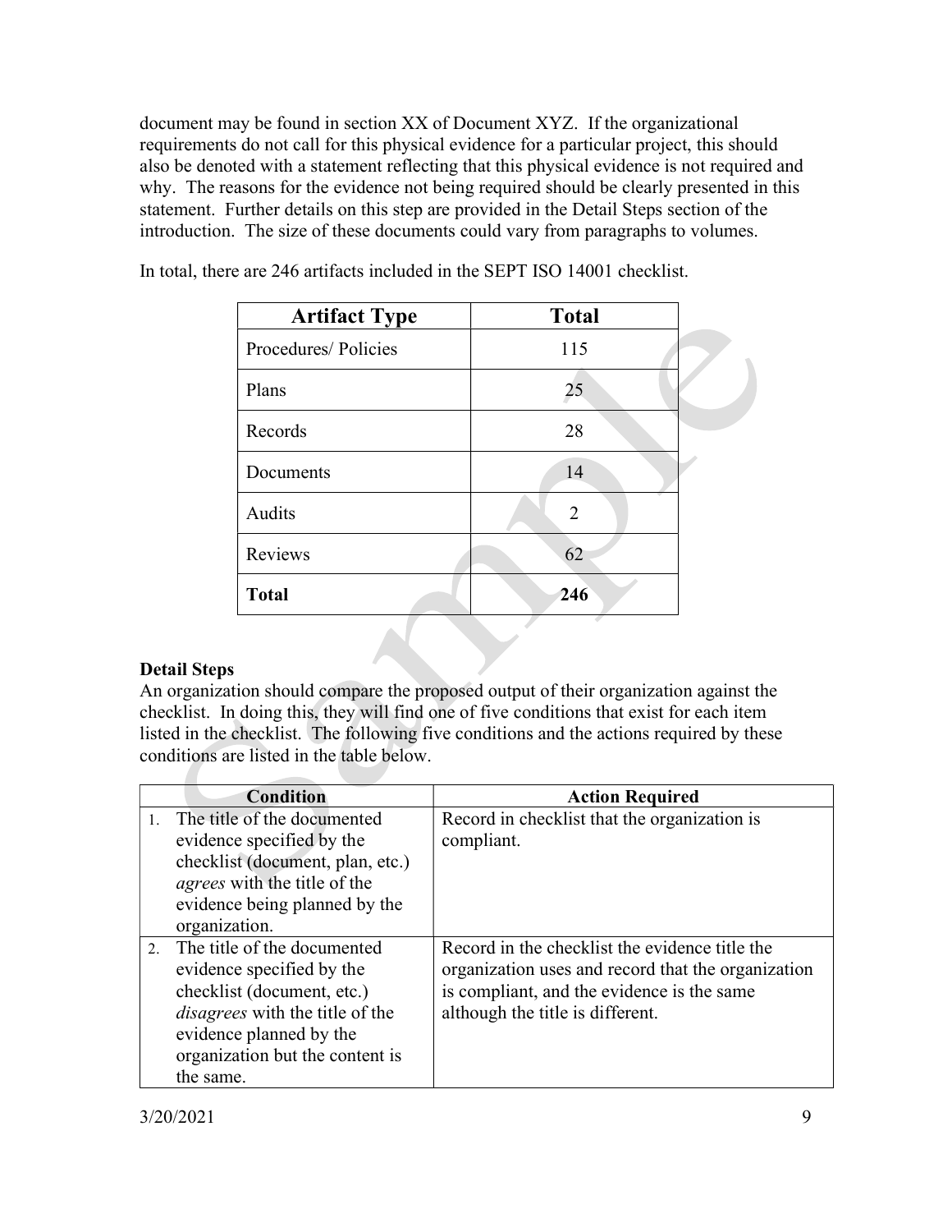document may be found in section XX of Document XYZ. If the organizational requirements do not call for this physical evidence for a particular project, this should also be denoted with a statement reflecting that this physical evidence is not required and why. The reasons for the evidence not being required should be clearly presented in this statement. Further details on this step are provided in the Detail Steps section of the introduction. The size of these documents could vary from paragraphs to volumes.

In total, there are 246 artifacts included in the SEPT ISO 14001 checklist.

| Artifact Type | Total |
|---|---|
| Procedures/ Policies | 115 |
| Plans | 25 |
| Records | 28 |
| Documents | 14 |
| Audits | 2 |
| Reviews | 62 |
| **Total** | **246** |

**Detail Steps**

An organization should compare the proposed output of their organization against the checklist. In doing this, they will find one of five conditions that exist for each item listed in the checklist. The following five conditions and the actions required by these conditions are listed in the table below.

| Condition | Action Required |
|---|---|
| 1. The title of the documented evidence specified by the checklist (document, plan, etc.) *agrees* with the title of the evidence being planned by the organization. | Record in checklist that the organization is compliant. |
| 2. The title of the documented evidence specified by the checklist (document, etc.) *disagrees* with the title of the evidence planned by the organization but the content is the same. | Record in the checklist the evidence title the organization uses and record that the organization is compliant, and the evidence is the same although the title is different. |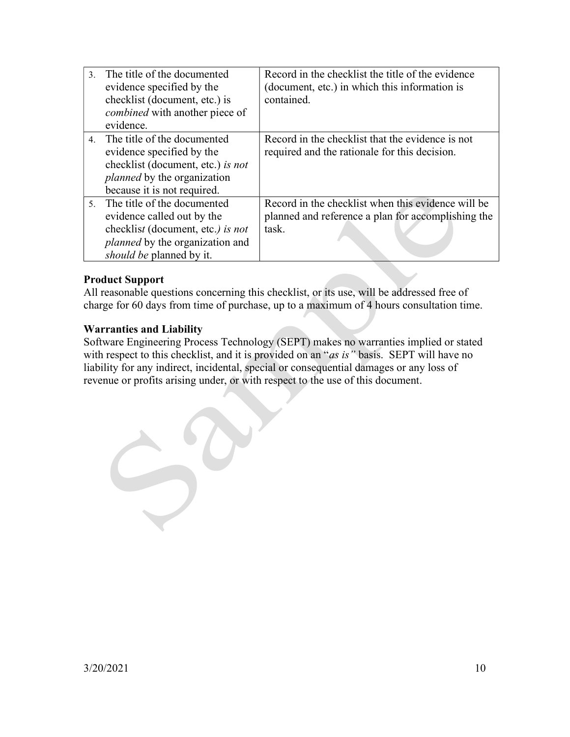| | |
|---|---|
| 3. The title of the documented evidence specified by the checklist (document, etc.) is *combined* with another piece of evidence. | Record in the checklist the title of the evidence (document, etc.) in which this information is contained. |
| 4. The title of the documented evidence specified by the checklist (document, etc.) *is not planned* by the organization because it is not required. | Record in the checklist that the evidence is not required and the rationale for this decision. |
| 5. The title of the documented evidence called out by the checklist (document, etc.) *is not planned* by the organization and *should be* planned by it. | Record in the checklist when this evidence will be planned and reference a plan for accomplishing the task. |

**Product Support**
All reasonable questions concerning this checklist, or its use, will be addressed free of charge for 60 days from time of purchase, up to a maximum of 4 hours consultation time.

**Warranties and Liability**
Software Engineering Process Technology (SEPT) makes no warranties implied or stated with respect to this checklist, and it is provided on an "*as is"* basis. SEPT will have no liability for any indirect, incidental, special or consequential damages or any loss of revenue or profits arising under, or with respect to the use of this document.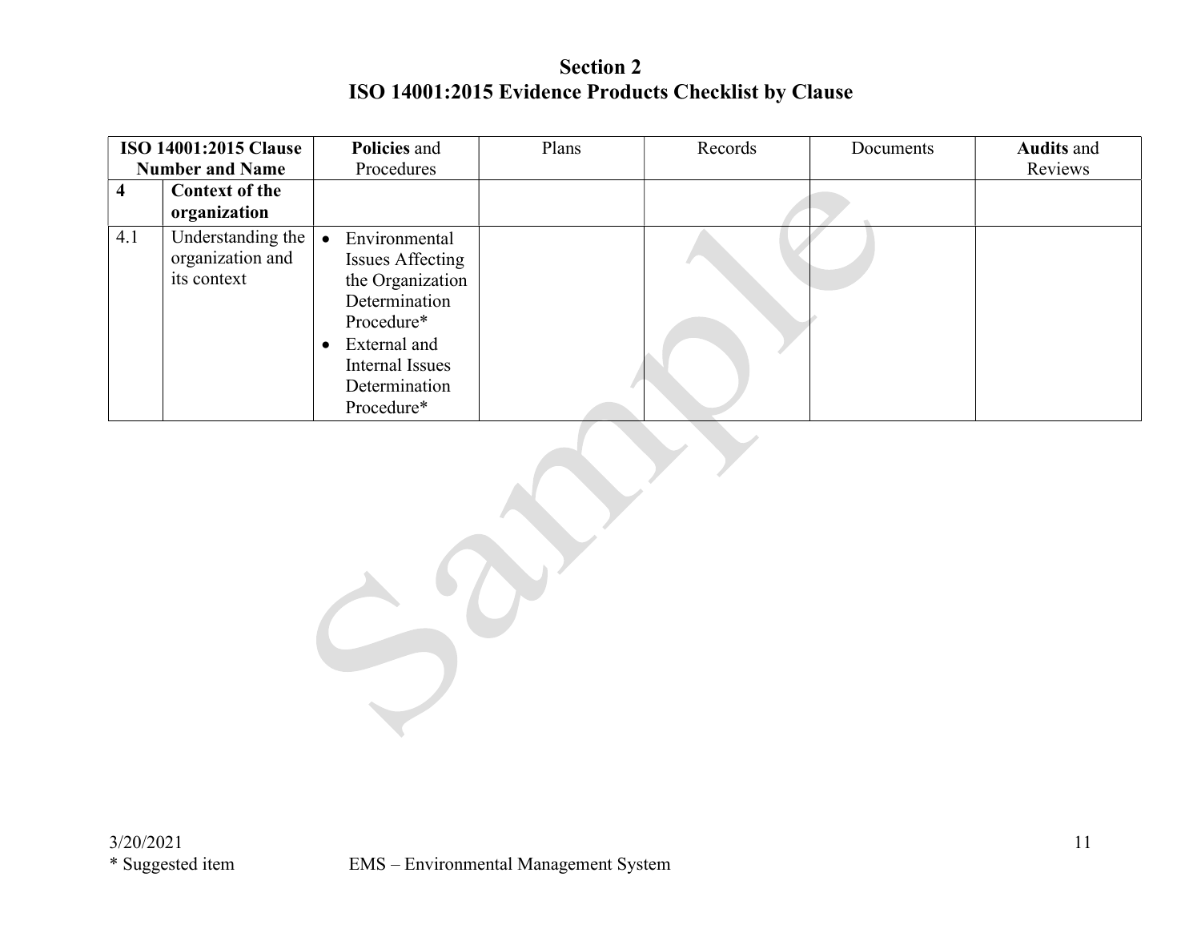# Section 2
## ISO 14001:2015 Evidence Products Checklist by Clause

| ISO 14001:2015 Clause Number and Name | | **Policies** and Procedures | Plans | Records | Documents | **Audits** and Reviews |
|---|---|---|---|---|---|---|
| **4** | **Context of the organization** | | | | | |
| 4.1 | Understanding the organization and its context | • Environmental Issues Affecting the Organization Determination Procedure*<br>• External and Internal Issues Determination Procedure* | | | | |

3/20/2021

* Suggested item

EMS – Environmental Management System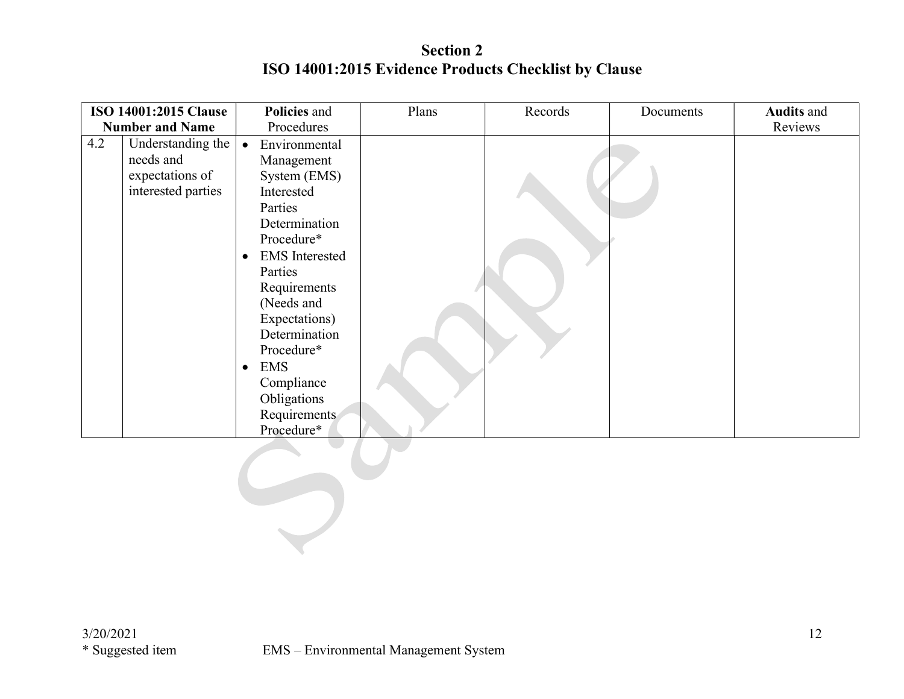# Section 2
# ISO 14001:2015 Evidence Products Checklist by Clause

| ISO 14001:2015 Clause Number and Name | | **Policies** and Procedures | Plans | Records | Documents | **Audits** and Reviews |
|---|---|---|---|---|---|---|
| 4.2 | Understanding the needs and expectations of interested parties | • Environmental Management System (EMS) Interested Parties Determination Procedure*<br>• EMS Interested Parties Requirements (Needs and Expectations) Determination Procedure*<br>• EMS Compliance Obligations Requirements Procedure* | | | | |

3/20/2021
\* Suggested item EMS – Environmental Management System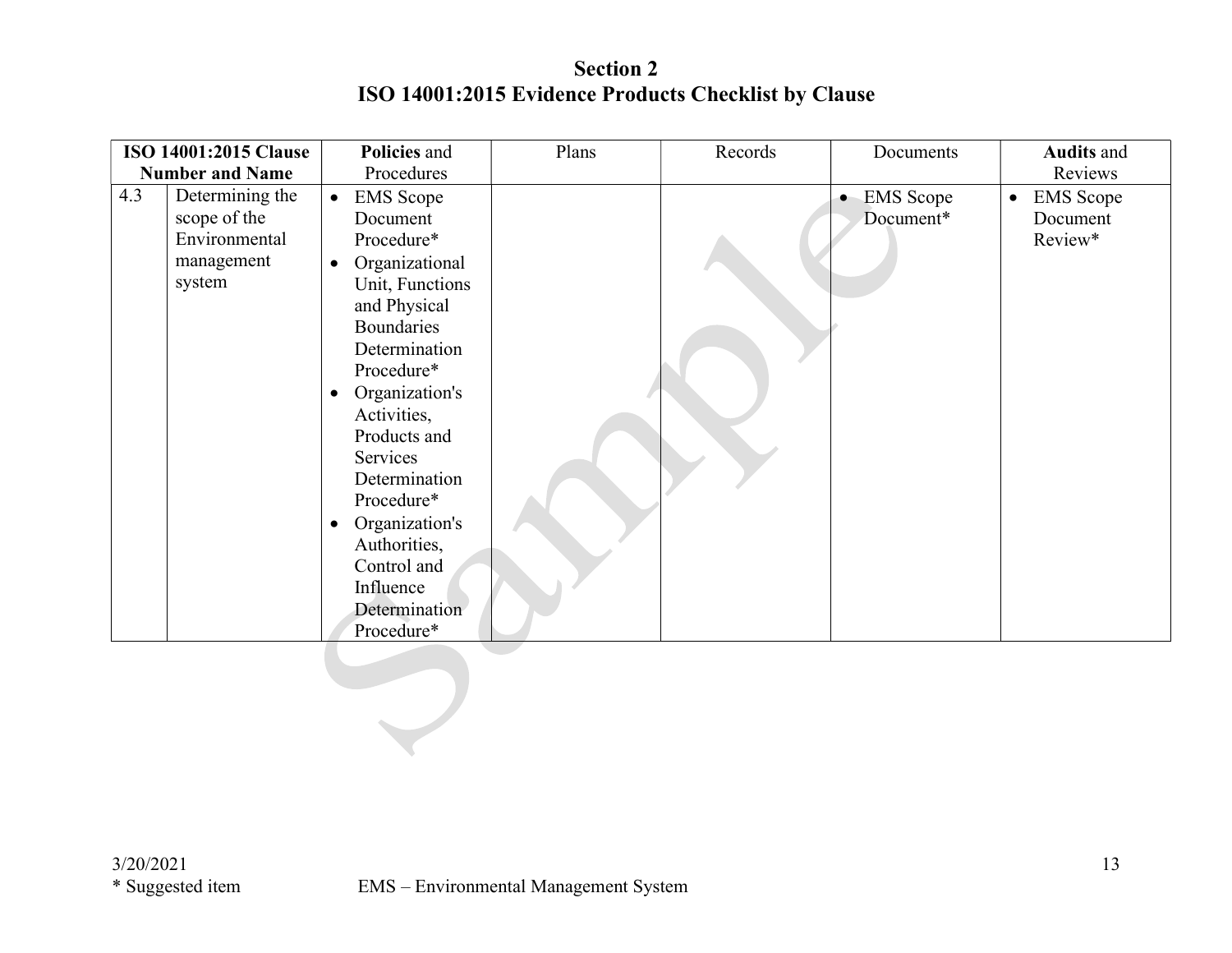## Section 2
## ISO 14001:2015 Evidence Products Checklist by Clause

| **ISO 14001:2015 Clause Number and Name** | | **Policies** and Procedures | Plans | Records | Documents | **Audits** and Reviews |
|---|---|---|---|---|---|---|
| 4.3 | Determining the scope of the Environmental management system | • EMS Scope Document Procedure*<br>• Organizational Unit, Functions and Physical Boundaries Determination Procedure*<br>• Organization's Activities, Products and Services Determination Procedure*<br>• Organization's Authorities, Control and Influence Determination Procedure* | | | • EMS Scope Document* | • EMS Scope Document Review* |

3/20/2021

* Suggested item

EMS – Environmental Management System